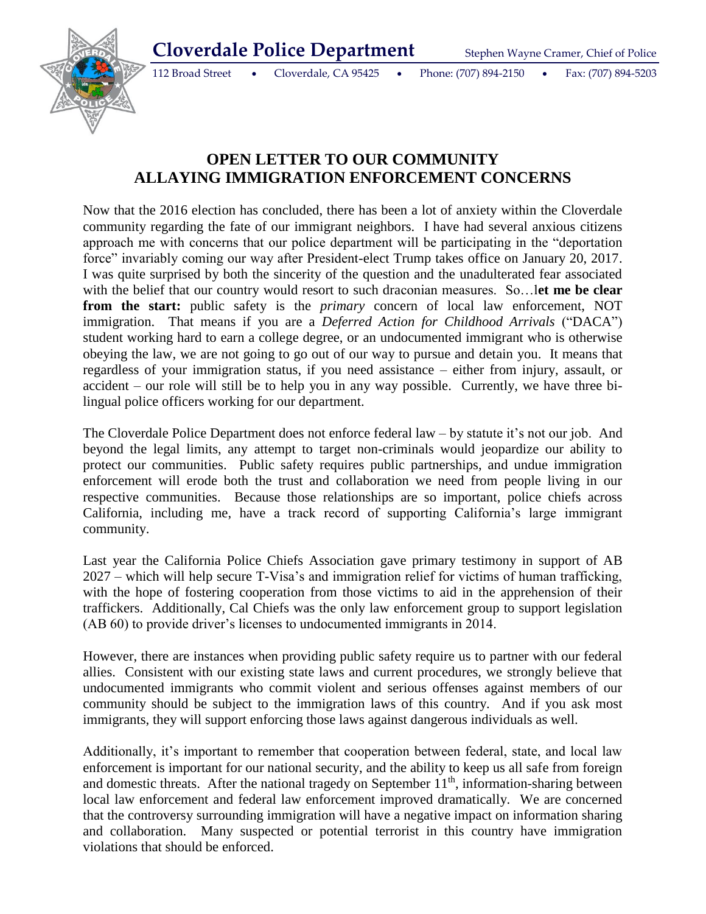**Cloverdale Police Department** Stephen Wayne Cramer, Chief of Police

112 Broad Street • Cloverdale, CA 95425 • Phone: (707) 894-2150 • Fax: (707) 894-5203

# OPEN LETTER TO OUR COMMUNITY
# ALLAYING IMMIGRATION ENFORCEMENT CONCERNS

Now that the 2016 election has concluded, there has been a lot of anxiety within the Cloverdale community regarding the fate of our immigrant neighbors. I have had several anxious citizens approach me with concerns that our police department will be participating in the "deportation force" invariably coming our way after President-elect Trump takes office on January 20, 2017. I was quite surprised by both the sincerity of the question and the unadulterated fear associated with the belief that our country would resort to such draconian measures. So…l**et me be clear from the start:** public safety is the *primary* concern of local law enforcement, NOT immigration. That means if you are a *Deferred Action for Childhood Arrivals* ("DACA") student working hard to earn a college degree, or an undocumented immigrant who is otherwise obeying the law, we are not going to go out of our way to pursue and detain you. It means that regardless of your immigration status, if you need assistance – either from injury, assault, or accident – our role will still be to help you in any way possible. Currently, we have three bi-lingual police officers working for our department.

The Cloverdale Police Department does not enforce federal law – by statute it's not our job. And beyond the legal limits, any attempt to target non-criminals would jeopardize our ability to protect our communities. Public safety requires public partnerships, and undue immigration enforcement will erode both the trust and collaboration we need from people living in our respective communities. Because those relationships are so important, police chiefs across California, including me, have a track record of supporting California's large immigrant community.

Last year the California Police Chiefs Association gave primary testimony in support of AB 2027 – which will help secure T-Visa's and immigration relief for victims of human trafficking, with the hope of fostering cooperation from those victims to aid in the apprehension of their traffickers. Additionally, Cal Chiefs was the only law enforcement group to support legislation (AB 60) to provide driver's licenses to undocumented immigrants in 2014.

However, there are instances when providing public safety require us to partner with our federal allies. Consistent with our existing state laws and current procedures, we strongly believe that undocumented immigrants who commit violent and serious offenses against members of our community should be subject to the immigration laws of this country. And if you ask most immigrants, they will support enforcing those laws against dangerous individuals as well.

Additionally, it's important to remember that cooperation between federal, state, and local law enforcement is important for our national security, and the ability to keep us all safe from foreign and domestic threats. After the national tragedy on September 11th, information-sharing between local law enforcement and federal law enforcement improved dramatically. We are concerned that the controversy surrounding immigration will have a negative impact on information sharing and collaboration. Many suspected or potential terrorist in this country have immigration violations that should be enforced.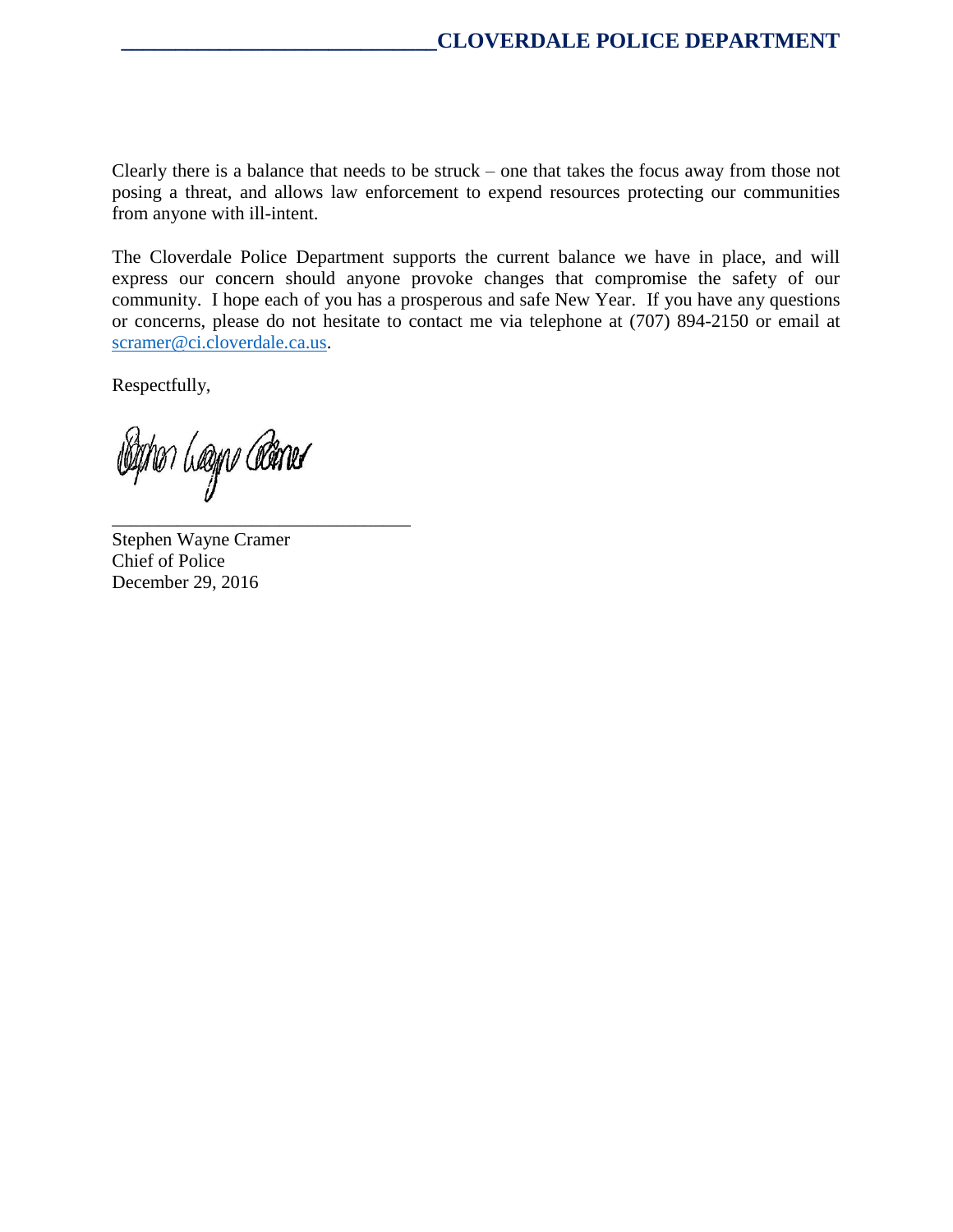Clearly there is a balance that needs to be struck – one that takes the focus away from those not posing a threat, and allows law enforcement to expend resources protecting our communities from anyone with ill-intent.

The Cloverdale Police Department supports the current balance we have in place, and will express our concern should anyone provoke changes that compromise the safety of our community. I hope each of you has a prosperous and safe New Year. If you have any questions or concerns, please do not hesitate to contact me via telephone at (707) 894-2150 or email at scramer@ci.cloverdale.ca.us.

Respectfully,

_______________________________

Stephen Wayne Cramer
Chief of Police
December 29, 2016